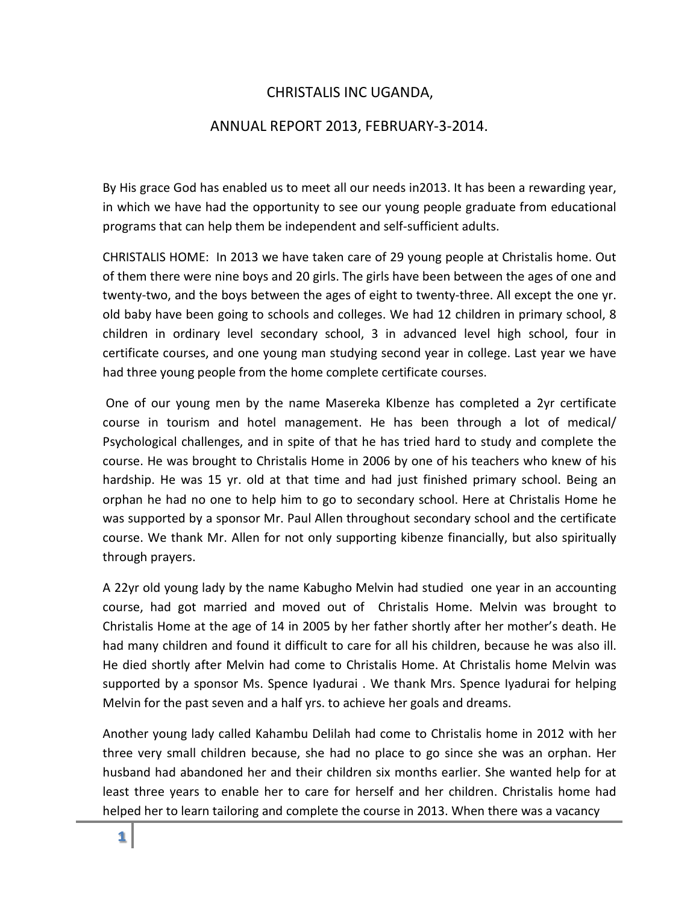# CHRISTALIS INC UGANDA,

## ANNUAL REPORT 2013, FEBRUARY-3-2014.

By His grace God has enabled us to meet all our needs in2013. It has been a rewarding year, in which we have had the opportunity to see our young people graduate from educational programs that can help them be independent and self-sufficient adults.

CHRISTALIS HOME: In 2013 we have taken care of 29 young people at Christalis home. Out of them there were nine boys and 20 girls. The girls have been between the ages of one and twenty-two, and the boys between the ages of eight to twenty-three. All except the one yr. old baby have been going to schools and colleges. We had 12 children in primary school, 8 children in ordinary level secondary school, 3 in advanced level high school, four in certificate courses, and one young man studying second year in college. Last year we have had three young people from the home complete certificate courses.

One of our young men by the name Masereka KIbenze has completed a 2yr certificate course in tourism and hotel management. He has been through a lot of medical/ Psychological challenges, and in spite of that he has tried hard to study and complete the course. He was brought to Christalis Home in 2006 by one of his teachers who knew of his hardship. He was 15 yr. old at that time and had just finished primary school. Being an orphan he had no one to help him to go to secondary school. Here at Christalis Home he was supported by a sponsor Mr. Paul Allen throughout secondary school and the certificate course. We thank Mr. Allen for not only supporting kibenze financially, but also spiritually through prayers.

A 22yr old young lady by the name Kabugho Melvin had studied one year in an accounting course, had got married and moved out of Christalis Home. Melvin was brought to Christalis Home at the age of 14 in 2005 by her father shortly after her mother's death. He had many children and found it difficult to care for all his children, because he was also ill. He died shortly after Melvin had come to Christalis Home. At Christalis home Melvin was supported by a sponsor Ms. Spence Iyadurai . We thank Mrs. Spence Iyadurai for helping Melvin for the past seven and a half yrs. to achieve her goals and dreams.

Another young lady called Kahambu Delilah had come to Christalis home in 2012 with her three very small children because, she had no place to go since she was an orphan. Her husband had abandoned her and their children six months earlier. She wanted help for at least three years to enable her to care for herself and her children. Christalis home had helped her to learn tailoring and complete the course in 2013. When there was a vacancy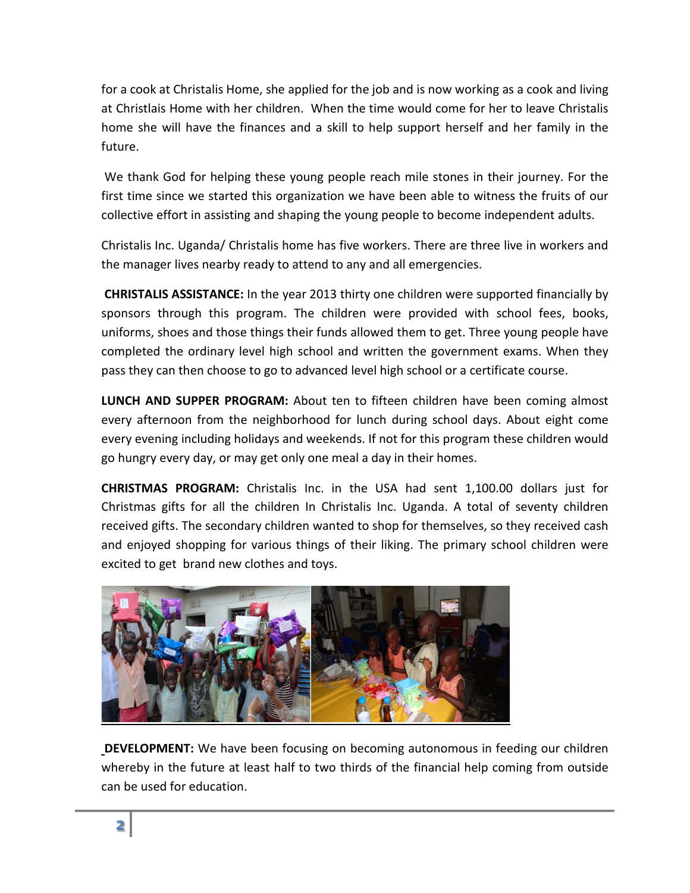for a cook at Christalis Home, she applied for the job and is now working as a cook and living at Christlais Home with her children. When the time would come for her to leave Christalis home she will have the finances and a skill to help support herself and her family in the future.

We thank God for helping these young people reach mile stones in their journey. For the first time since we started this organization we have been able to witness the fruits of our collective effort in assisting and shaping the young people to become independent adults.

Christalis Inc. Uganda/ Christalis home has five workers. There are three live in workers and the manager lives nearby ready to attend to any and all emergencies.

**CHRISTALIS ASSISTANCE:** In the year 2013 thirty one children were supported financially by sponsors through this program. The children were provided with school fees, books, uniforms, shoes and those things their funds allowed them to get. Three young people have completed the ordinary level high school and written the government exams. When they pass they can then choose to go to advanced level high school or a certificate course.

**LUNCH AND SUPPER PROGRAM:** About ten to fifteen children have been coming almost every afternoon from the neighborhood for lunch during school days. About eight come every evening including holidays and weekends. If not for this program these children would go hungry every day, or may get only one meal a day in their homes.

**CHRISTMAS PROGRAM:** Christalis Inc. in the USA had sent 1,100.00 dollars just for Christmas gifts for all the children In Christalis Inc. Uganda. A total of seventy children received gifts. The secondary children wanted to shop for themselves, so they received cash and enjoyed shopping for various things of their liking. The primary school children were excited to get brand new clothes and toys.

**DEVELOPMENT:** We have been focusing on becoming autonomous in feeding our children whereby in the future at least half to two thirds of the financial help coming from outside can be used for education.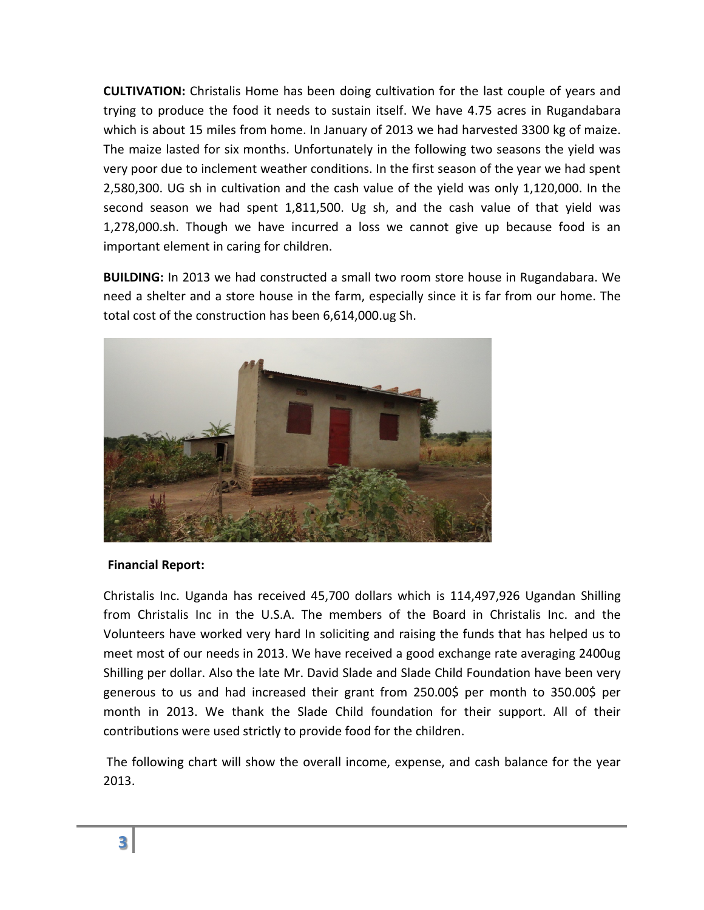**CULTIVATION:** Christalis Home has been doing cultivation for the last couple of years and trying to produce the food it needs to sustain itself. We have 4.75 acres in Rugandabara which is about 15 miles from home. In January of 2013 we had harvested 3300 kg of maize. The maize lasted for six months. Unfortunately in the following two seasons the yield was very poor due to inclement weather conditions. In the first season of the year we had spent 2,580,300. UG sh in cultivation and the cash value of the yield was only 1,120,000. In the second season we had spent 1,811,500. Ug sh, and the cash value of that yield was 1,278,000.sh. Though we have incurred a loss we cannot give up because food is an important element in caring for children.

**BUILDING:** In 2013 we had constructed a small two room store house in Rugandabara. We need a shelter and a store house in the farm, especially since it is far from our home. The total cost of the construction has been 6,614,000.ug Sh.

**Financial Report:**

Christalis Inc. Uganda has received 45,700 dollars which is 114,497,926 Ugandan Shilling from Christalis Inc in the U.S.A. The members of the Board in Christalis Inc. and the Volunteers have worked very hard In soliciting and raising the funds that has helped us to meet most of our needs in 2013. We have received a good exchange rate averaging 2400ug Shilling per dollar. Also the late Mr. David Slade and Slade Child Foundation have been very generous to us and had increased their grant from 250.00$ per month to 350.00$ per month in 2013. We thank the Slade Child foundation for their support. All of their contributions were used strictly to provide food for the children.

The following chart will show the overall income, expense, and cash balance for the year 2013.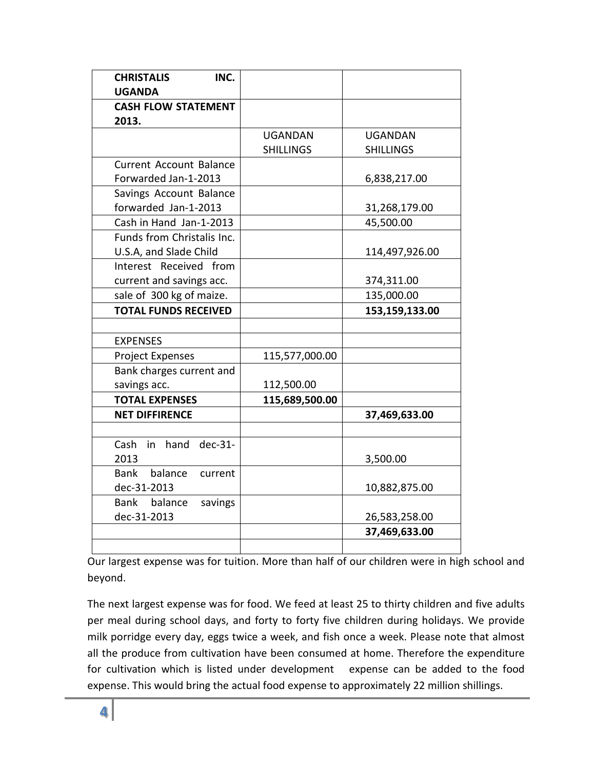| **CHRISTALIS INC. UGANDA** | | |
|---|---|---|
| **CASH FLOW STATEMENT 2013.** | | |
| | UGANDAN SHILLINGS | UGANDAN SHILLINGS |
| Current Account Balance Forwarded Jan-1-2013 | | 6,838,217.00 |
| Savings Account Balance forwarded Jan-1-2013 | | 31,268,179.00 |
| Cash in Hand Jan-1-2013 | | 45,500.00 |
| Funds from Christalis Inc. U.S.A, and Slade Child | | 114,497,926.00 |
| Interest Received from current and savings acc. | | 374,311.00 |
| sale of 300 kg of maize. | | 135,000.00 |
| **TOTAL FUNDS RECEIVED** | | **153,159,133.00** |
| | | |
| EXPENSES | | |
| Project Expenses | 115,577,000.00 | |
| Bank charges current and savings acc. | 112,500.00 | |
| **TOTAL EXPENSES** | **115,689,500.00** | |
| **NET DIFFIRENCE** | | **37,469,633.00** |
| | | |
| Cash in hand dec-31-2013 | | 3,500.00 |
| Bank balance current dec-31-2013 | | 10,882,875.00 |
| Bank balance savings dec-31-2013 | | 26,583,258.00 |
| | | **37,469,633.00** |
| | | |

Our largest expense was for tuition. More than half of our children were in high school and beyond.

The next largest expense was for food. We feed at least 25 to thirty children and five adults per meal during school days, and forty to forty five children during holidays. We provide milk porridge every day, eggs twice a week, and fish once a week. Please note that almost all the produce from cultivation have been consumed at home. Therefore the expenditure for cultivation which is listed under development expense can be added to the food expense. This would bring the actual food expense to approximately 22 million shillings.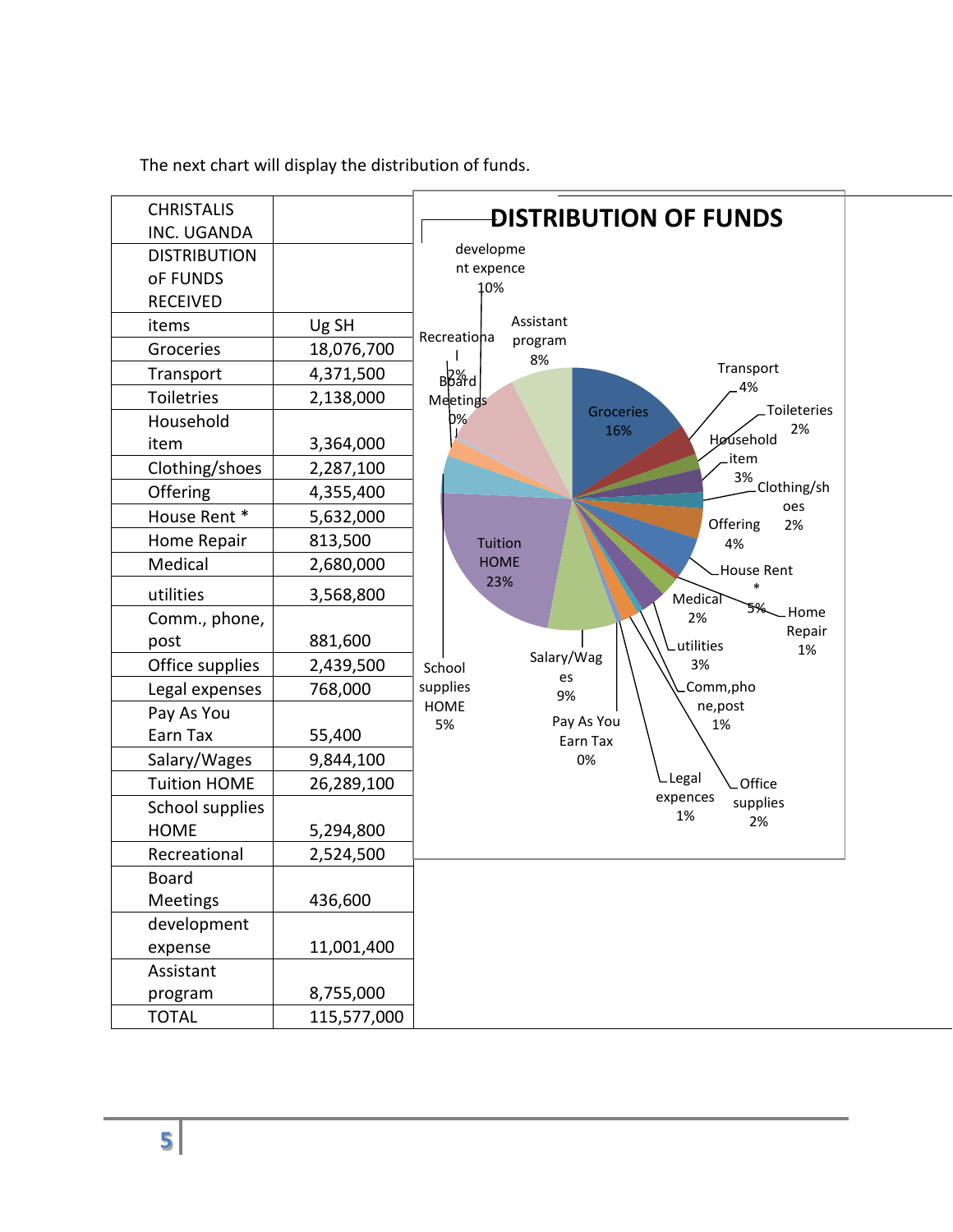The next chart will display the distribution of funds.

| CHRISTALIS INC. UGANDA | |
|---|---|
| DISTRIBUTION oF FUNDS RECEIVED | |
| items | Ug SH |
| Groceries | 18,076,700 |
| Transport | 4,371,500 |
| Toiletries | 2,138,000 |
| Household item | 3,364,000 |
| Clothing/shoes | 2,287,100 |
| Offering | 4,355,400 |
| House Rent * | 5,632,000 |
| Home Repair | 813,500 |
| Medical | 2,680,000 |
| utilities | 3,568,800 |
| Comm., phone, post | 881,600 |
| Office supplies | 2,439,500 |
| Legal expenses | 768,000 |
| Pay As You Earn Tax | 55,400 |
| Salary/Wages | 9,844,100 |
| Tuition HOME | 26,289,100 |
| School supplies HOME | 5,294,800 |
| Recreational | 2,524,500 |
| Board Meetings | 436,600 |
| development expense | 11,001,400 |
| Assistant program | 8,755,000 |
| TOTAL | 115,577,000 |

**DISTRIBUTION OF FUNDS**

| Item | Share |
|---|---|
| Groceries | 16% |
| Transport | 4% |
| Toileteries | 2% |
| Household item | 3% |
| Clothing/shoes | 2% |
| Offering | 4% |
| House Rent * | 5% |
| Home Repair | 1% |
| Medical | 2% |
| utilities | 3% |
| Comm,phone,post | 1% |
| Office supplies | 2% |
| Legal expences | 1% |
| Pay As You Earn Tax | 0% |
| Salary/Wages | 9% |
| Tuition HOME | 23% |
| School supplies HOME | 5% |
| Recreational | 2% |
| Board Meetings | 0% |
| development expence | 10% |
| Assistant program | 8% |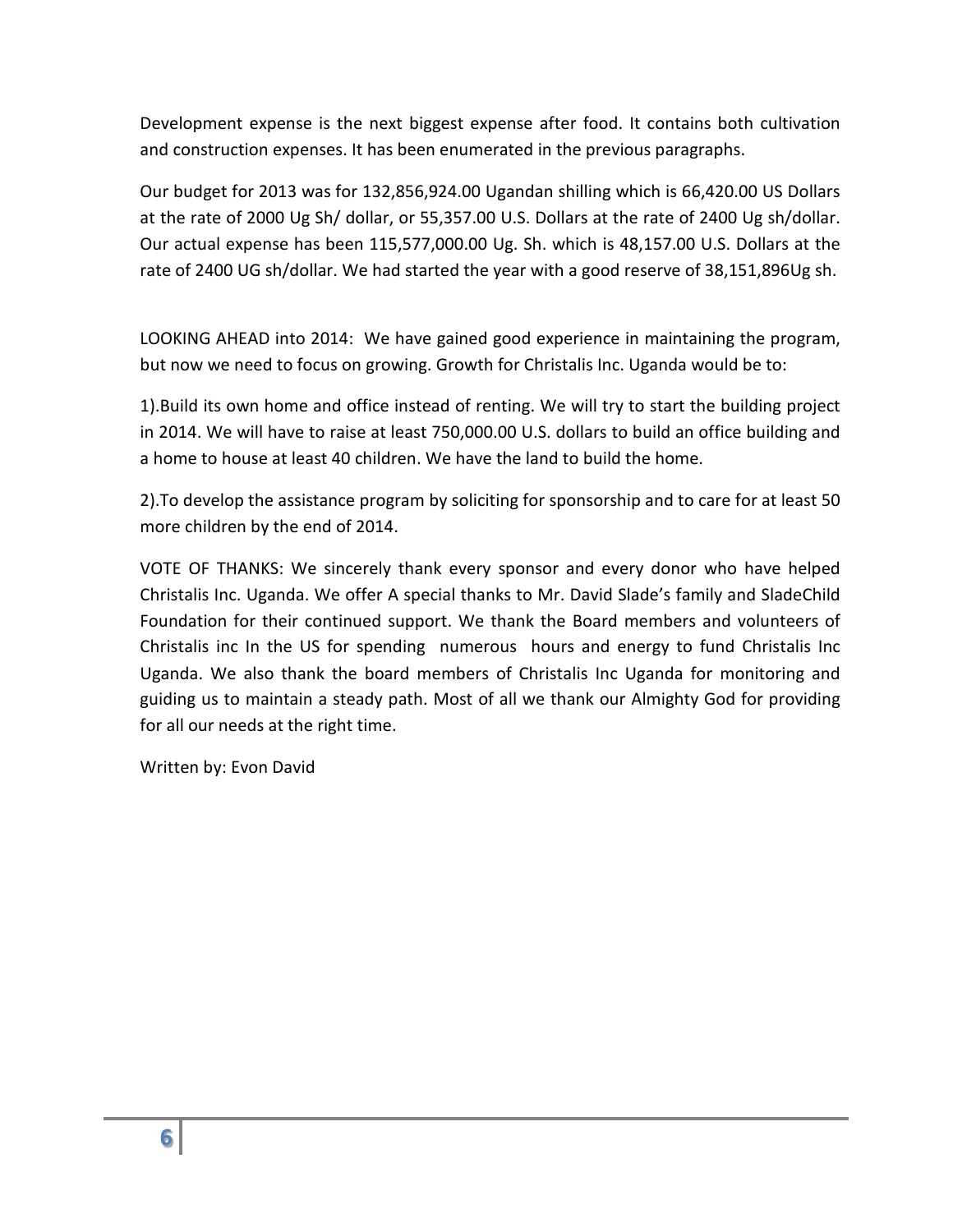Development expense is the next biggest expense after food. It contains both cultivation and construction expenses. It has been enumerated in the previous paragraphs.

Our budget for 2013 was for 132,856,924.00 Ugandan shilling which is 66,420.00 US Dollars at the rate of 2000 Ug Sh/ dollar, or 55,357.00 U.S. Dollars at the rate of 2400 Ug sh/dollar. Our actual expense has been 115,577,000.00 Ug. Sh. which is 48,157.00 U.S. Dollars at the rate of 2400 UG sh/dollar. We had started the year with a good reserve of 38,151,896Ug sh.

LOOKING AHEAD into 2014: We have gained good experience in maintaining the program, but now we need to focus on growing. Growth for Christalis Inc. Uganda would be to:

1).Build its own home and office instead of renting. We will try to start the building project in 2014. We will have to raise at least 750,000.00 U.S. dollars to build an office building and a home to house at least 40 children. We have the land to build the home.

2).To develop the assistance program by soliciting for sponsorship and to care for at least 50 more children by the end of 2014.

VOTE OF THANKS: We sincerely thank every sponsor and every donor who have helped Christalis Inc. Uganda. We offer A special thanks to Mr. David Slade's family and SladeChild Foundation for their continued support. We thank the Board members and volunteers of Christalis inc In the US for spending numerous hours and energy to fund Christalis Inc Uganda. We also thank the board members of Christalis Inc Uganda for monitoring and guiding us to maintain a steady path. Most of all we thank our Almighty God for providing for all our needs at the right time.

Written by: Evon David